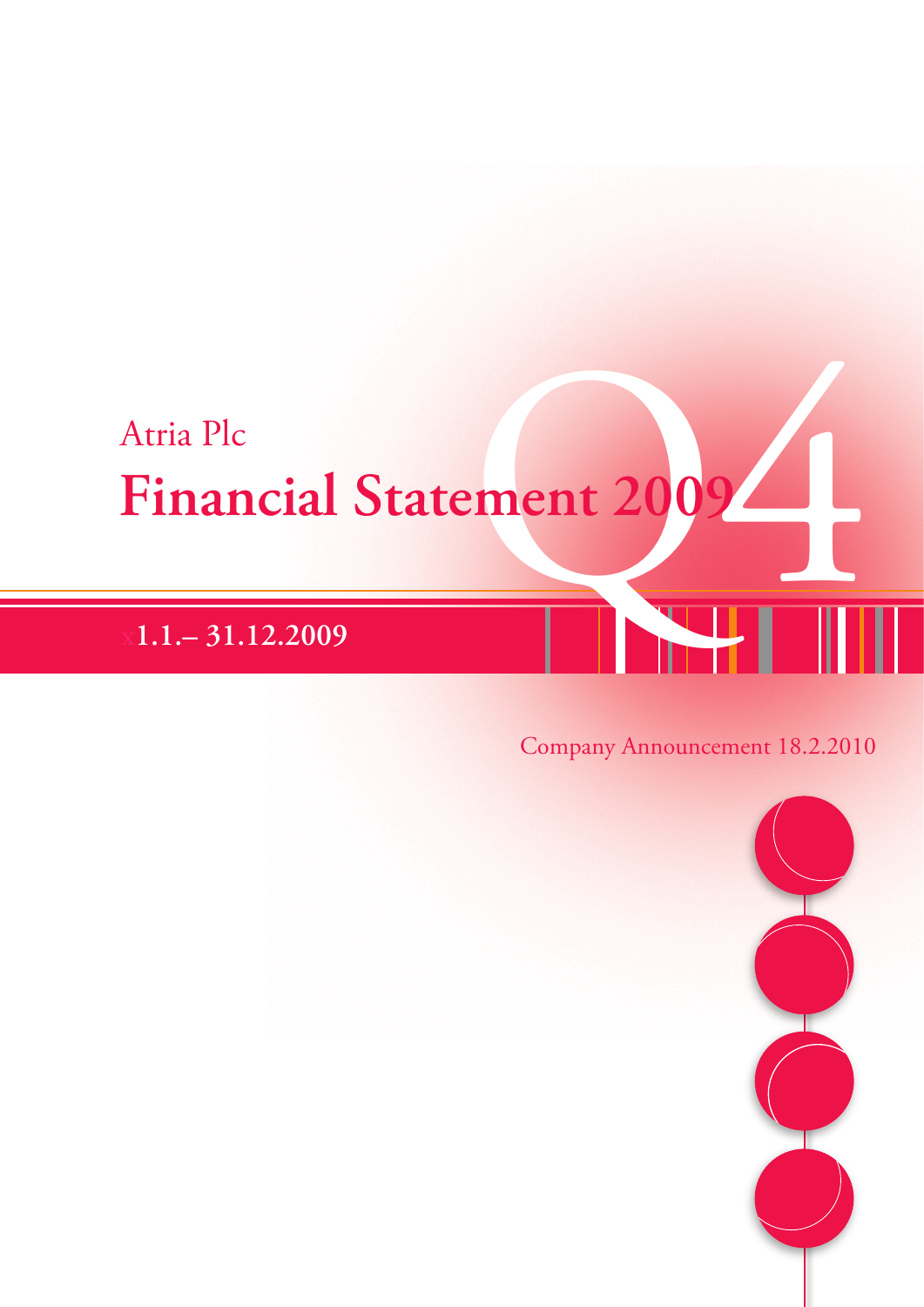Atria Plc

# Financial Statement 2009 Q4

**1.1.– 31.12.2009**

Company Announcement 18.2.2010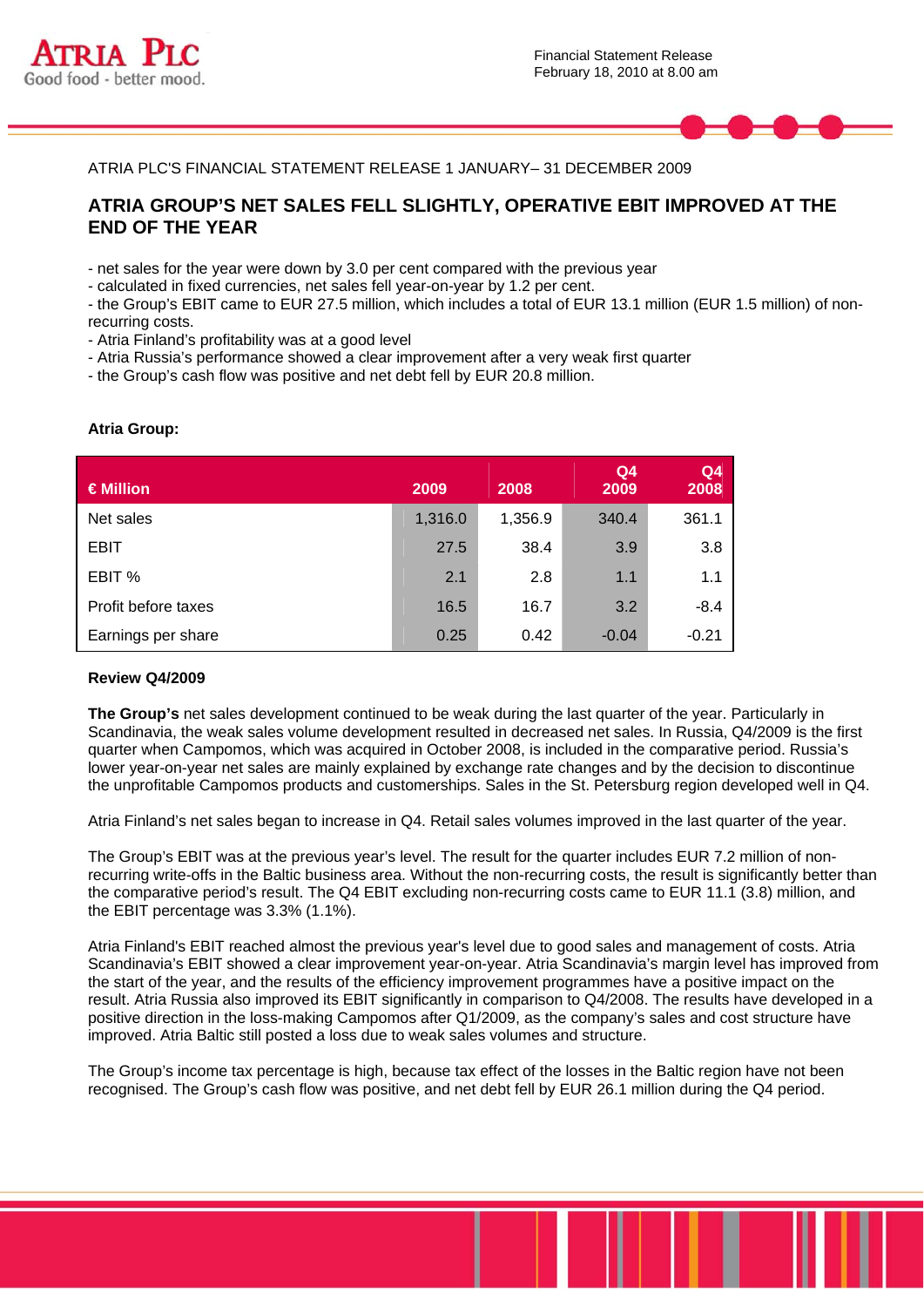ATRIA PLC'S FINANCIAL STATEMENT RELEASE 1 JANUARY– 31 DECEMBER 2009

# ATRIA GROUP'S NET SALES FELL SLIGHTLY, OPERATIVE EBIT IMPROVED AT THE END OF THE YEAR

- net sales for the year were down by 3.0 per cent compared with the previous year
- calculated in fixed currencies, net sales fell year-on-year by 1.2 per cent.
- the Group's EBIT came to EUR 27.5 million, which includes a total of EUR 13.1 million (EUR 1.5 million) of non-recurring costs.
- Atria Finland's profitability was at a good level
- Atria Russia's performance showed a clear improvement after a very weak first quarter
- the Group's cash flow was positive and net debt fell by EUR 20.8 million.

**Atria Group:**

| € Million | 2009 | 2008 | Q4 2009 | Q4 2008 |
|---|---|---|---|---|
| Net sales | 1,316.0 | 1,356.9 | 340.4 | 361.1 |
| EBIT | 27.5 | 38.4 | 3.9 | 3.8 |
| EBIT % | 2.1 | 2.8 | 1.1 | 1.1 |
| Profit before taxes | 16.5 | 16.7 | 3.2 | -8.4 |
| Earnings per share | 0.25 | 0.42 | -0.04 | -0.21 |

**Review Q4/2009**

**The Group's** net sales development continued to be weak during the last quarter of the year. Particularly in Scandinavia, the weak sales volume development resulted in decreased net sales. In Russia, Q4/2009 is the first quarter when Campomos, which was acquired in October 2008, is included in the comparative period. Russia's lower year-on-year net sales are mainly explained by exchange rate changes and by the decision to discontinue the unprofitable Campomos products and customerships. Sales in the St. Petersburg region developed well in Q4.

Atria Finland's net sales began to increase in Q4. Retail sales volumes improved in the last quarter of the year.

The Group's EBIT was at the previous year's level. The result for the quarter includes EUR 7.2 million of non-recurring write-offs in the Baltic business area. Without the non-recurring costs, the result is significantly better than the comparative period's result. The Q4 EBIT excluding non-recurring costs came to EUR 11.1 (3.8) million, and the EBIT percentage was 3.3% (1.1%).

Atria Finland's EBIT reached almost the previous year's level due to good sales and management of costs. Atria Scandinavia's EBIT showed a clear improvement year-on-year. Atria Scandinavia's margin level has improved from the start of the year, and the results of the efficiency improvement programmes have a positive impact on the result. Atria Russia also improved its EBIT significantly in comparison to Q4/2008. The results have developed in a positive direction in the loss-making Campomos after Q1/2009, as the company's sales and cost structure have improved. Atria Baltic still posted a loss due to weak sales volumes and structure.

The Group's income tax percentage is high, because tax effect of the losses in the Baltic region have not been recognised. The Group's cash flow was positive, and net debt fell by EUR 26.1 million during the Q4 period.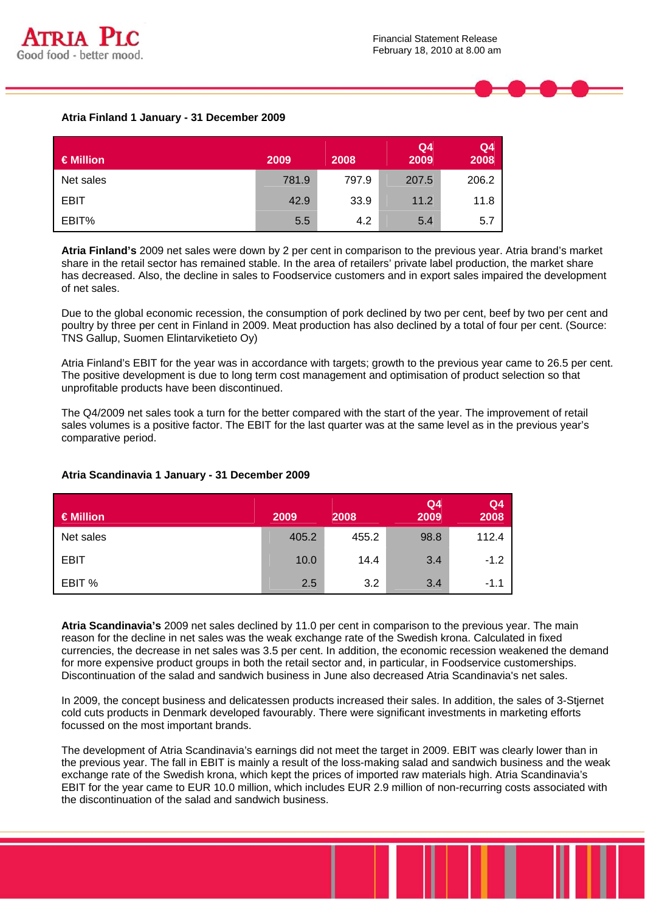### Atria Finland 1 January - 31 December 2009

| € Million | 2009 | 2008 | Q4 2009 | Q4 2008 |
|---|---|---|---|---|
| Net sales | 781.9 | 797.9 | 207.5 | 206.2 |
| EBIT | 42.9 | 33.9 | 11.2 | 11.8 |
| EBIT% | 5.5 | 4.2 | 5.4 | 5.7 |

**Atria Finland's** 2009 net sales were down by 2 per cent in comparison to the previous year. Atria brand's market share in the retail sector has remained stable. In the area of retailers' private label production, the market share has decreased. Also, the decline in sales to Foodservice customers and in export sales impaired the development of net sales.

Due to the global economic recession, the consumption of pork declined by two per cent, beef by two per cent and poultry by three per cent in Finland in 2009. Meat production has also declined by a total of four per cent. (Source: TNS Gallup, Suomen Elintarviketieto Oy)

Atria Finland's EBIT for the year was in accordance with targets; growth to the previous year came to 26.5 per cent. The positive development is due to long term cost management and optimisation of product selection so that unprofitable products have been discontinued.

The Q4/2009 net sales took a turn for the better compared with the start of the year. The improvement of retail sales volumes is a positive factor. The EBIT for the last quarter was at the same level as in the previous year's comparative period.

### Atria Scandinavia 1 January - 31 December 2009

| € Million | 2009 | 2008 | Q4 2009 | Q4 2008 |
|---|---|---|---|---|
| Net sales | 405.2 | 455.2 | 98.8 | 112.4 |
| EBIT | 10.0 | 14.4 | 3.4 | -1.2 |
| EBIT % | 2.5 | 3.2 | 3.4 | -1.1 |

**Atria Scandinavia's** 2009 net sales declined by 11.0 per cent in comparison to the previous year. The main reason for the decline in net sales was the weak exchange rate of the Swedish krona. Calculated in fixed currencies, the decrease in net sales was 3.5 per cent. In addition, the economic recession weakened the demand for more expensive product groups in both the retail sector and, in particular, in Foodservice customerships. Discontinuation of the salad and sandwich business in June also decreased Atria Scandinavia's net sales.

In 2009, the concept business and delicatessen products increased their sales. In addition, the sales of 3-Stjernet cold cuts products in Denmark developed favourably. There were significant investments in marketing efforts focussed on the most important brands.

The development of Atria Scandinavia's earnings did not meet the target in 2009. EBIT was clearly lower than in the previous year. The fall in EBIT is mainly a result of the loss-making salad and sandwich business and the weak exchange rate of the Swedish krona, which kept the prices of imported raw materials high. Atria Scandinavia's EBIT for the year came to EUR 10.0 million, which includes EUR 2.9 million of non-recurring costs associated with the discontinuation of the salad and sandwich business.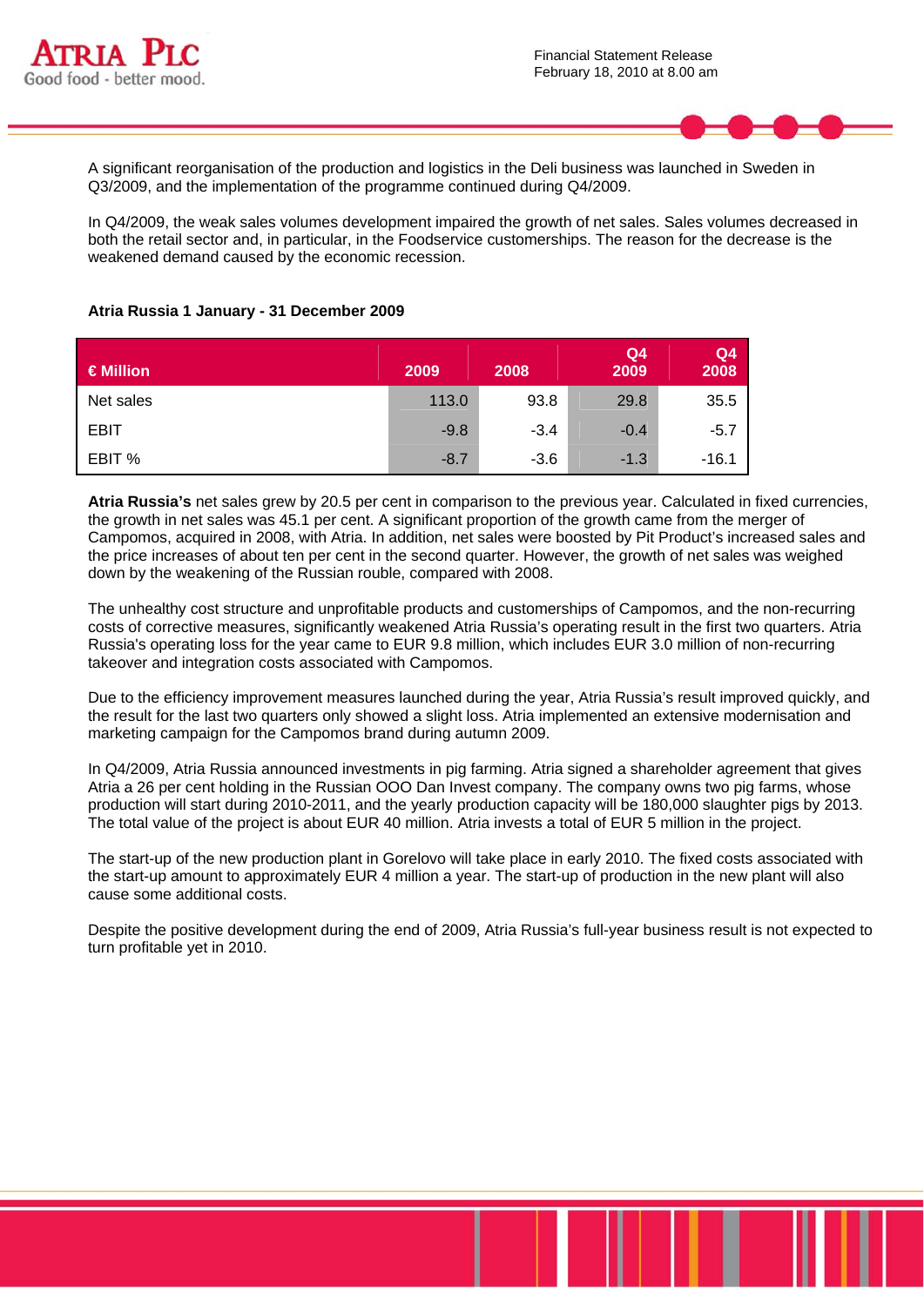A significant reorganisation of the production and logistics in the Deli business was launched in Sweden in Q3/2009, and the implementation of the programme continued during Q4/2009.

In Q4/2009, the weak sales volumes development impaired the growth of net sales. Sales volumes decreased in both the retail sector and, in particular, in the Foodservice customerships. The reason for the decrease is the weakened demand caused by the economic recession.

**Atria Russia 1 January - 31 December 2009**

| € Million | 2009 | 2008 | Q4 2009 | Q4 2008 |
|---|---|---|---|---|
| Net sales | 113.0 | 93.8 | 29.8 | 35.5 |
| EBIT | -9.8 | -3.4 | -0.4 | -5.7 |
| EBIT % | -8.7 | -3.6 | -1.3 | -16.1 |

**Atria Russia's** net sales grew by 20.5 per cent in comparison to the previous year. Calculated in fixed currencies, the growth in net sales was 45.1 per cent. A significant proportion of the growth came from the merger of Campomos, acquired in 2008, with Atria. In addition, net sales were boosted by Pit Product's increased sales and the price increases of about ten per cent in the second quarter. However, the growth of net sales was weighed down by the weakening of the Russian rouble, compared with 2008.

The unhealthy cost structure and unprofitable products and customerships of Campomos, and the non-recurring costs of corrective measures, significantly weakened Atria Russia's operating result in the first two quarters. Atria Russia's operating loss for the year came to EUR 9.8 million, which includes EUR 3.0 million of non-recurring takeover and integration costs associated with Campomos.

Due to the efficiency improvement measures launched during the year, Atria Russia's result improved quickly, and the result for the last two quarters only showed a slight loss. Atria implemented an extensive modernisation and marketing campaign for the Campomos brand during autumn 2009.

In Q4/2009, Atria Russia announced investments in pig farming. Atria signed a shareholder agreement that gives Atria a 26 per cent holding in the Russian OOO Dan Invest company. The company owns two pig farms, whose production will start during 2010-2011, and the yearly production capacity will be 180,000 slaughter pigs by 2013. The total value of the project is about EUR 40 million. Atria invests a total of EUR 5 million in the project.

The start-up of the new production plant in Gorelovo will take place in early 2010. The fixed costs associated with the start-up amount to approximately EUR 4 million a year. The start-up of production in the new plant will also cause some additional costs.

Despite the positive development during the end of 2009, Atria Russia's full-year business result is not expected to turn profitable yet in 2010.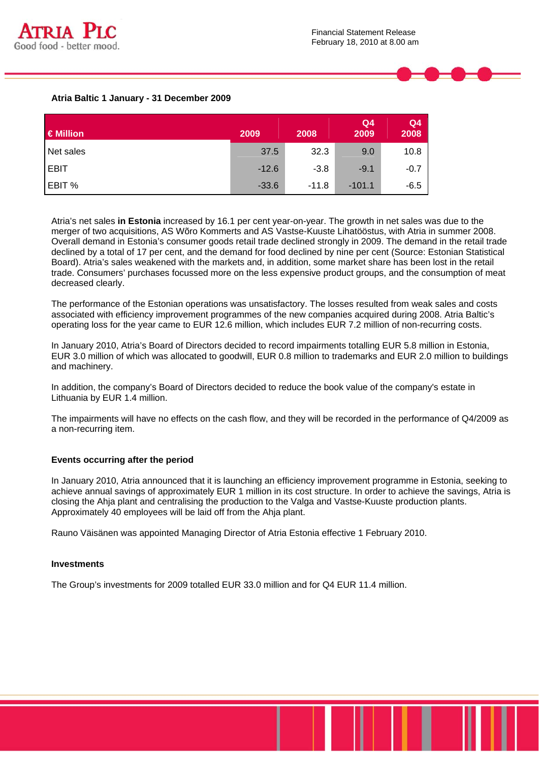**Atria Baltic 1 January - 31 December 2009**

| € Million | 2009 | 2008 | Q4 2009 | Q4 2008 |
|---|---|---|---|---|
| Net sales | 37.5 | 32.3 | 9.0 | 10.8 |
| EBIT | -12.6 | -3.8 | -9.1 | -0.7 |
| EBIT % | -33.6 | -11.8 | -101.1 | -6.5 |

Atria's net sales **in Estonia** increased by 16.1 per cent year-on-year. The growth in net sales was due to the merger of two acquisitions, AS Wõro Kommerts and AS Vastse-Kuuste Lihatööstus, with Atria in summer 2008. Overall demand in Estonia's consumer goods retail trade declined strongly in 2009. The demand in the retail trade declined by a total of 17 per cent, and the demand for food declined by nine per cent (Source: Estonian Statistical Board). Atria's sales weakened with the markets and, in addition, some market share has been lost in the retail trade. Consumers' purchases focussed more on the less expensive product groups, and the consumption of meat decreased clearly.

The performance of the Estonian operations was unsatisfactory. The losses resulted from weak sales and costs associated with efficiency improvement programmes of the new companies acquired during 2008. Atria Baltic's operating loss for the year came to EUR 12.6 million, which includes EUR 7.2 million of non-recurring costs.

In January 2010, Atria's Board of Directors decided to record impairments totalling EUR 5.8 million in Estonia, EUR 3.0 million of which was allocated to goodwill, EUR 0.8 million to trademarks and EUR 2.0 million to buildings and machinery.

In addition, the company's Board of Directors decided to reduce the book value of the company's estate in Lithuania by EUR 1.4 million.

The impairments will have no effects on the cash flow, and they will be recorded in the performance of Q4/2009 as a non-recurring item.

**Events occurring after the period**

In January 2010, Atria announced that it is launching an efficiency improvement programme in Estonia, seeking to achieve annual savings of approximately EUR 1 million in its cost structure. In order to achieve the savings, Atria is closing the Ahja plant and centralising the production to the Valga and Vastse-Kuuste production plants. Approximately 40 employees will be laid off from the Ahja plant.

Rauno Väisänen was appointed Managing Director of Atria Estonia effective 1 February 2010.

**Investments**

The Group's investments for 2009 totalled EUR 33.0 million and for Q4 EUR 11.4 million.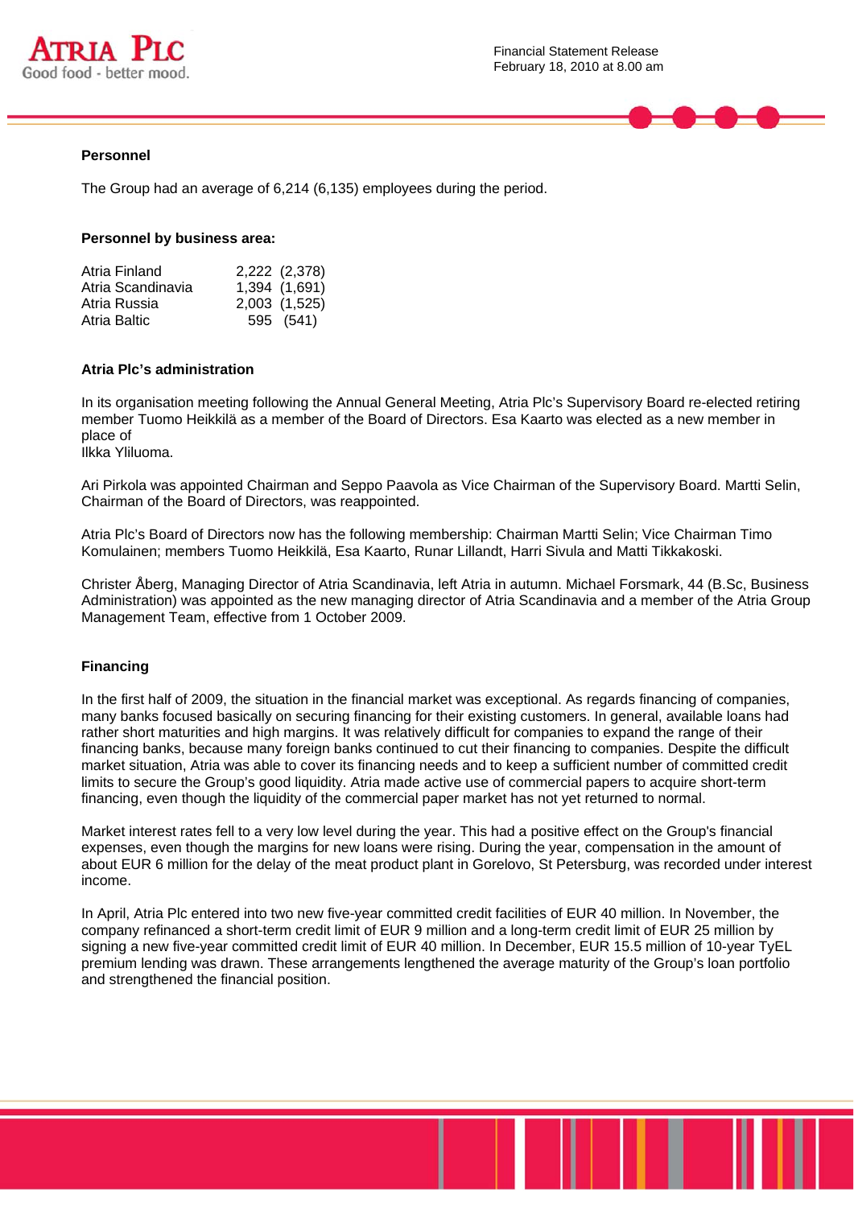**Personnel**

The Group had an average of 6,214 (6,135) employees during the period.

**Personnel by business area:**

| | |
|---|---|
| Atria Finland | 2,222 (2,378) |
| Atria Scandinavia | 1,394 (1,691) |
| Atria Russia | 2,003 (1,525) |
| Atria Baltic | 595 (541) |

**Atria Plc's administration**

In its organisation meeting following the Annual General Meeting, Atria Plc's Supervisory Board re-elected retiring member Tuomo Heikkilä as a member of the Board of Directors. Esa Kaarto was elected as a new member in place of
Ilkka Yliluoma.

Ari Pirkola was appointed Chairman and Seppo Paavola as Vice Chairman of the Supervisory Board. Martti Selin, Chairman of the Board of Directors, was reappointed.

Atria Plc's Board of Directors now has the following membership: Chairman Martti Selin; Vice Chairman Timo Komulainen; members Tuomo Heikkilä, Esa Kaarto, Runar Lillandt, Harri Sivula and Matti Tikkakoski.

Christer Åberg, Managing Director of Atria Scandinavia, left Atria in autumn. Michael Forsmark, 44 (B.Sc, Business Administration) was appointed as the new managing director of Atria Scandinavia and a member of the Atria Group Management Team, effective from 1 October 2009.

**Financing**

In the first half of 2009, the situation in the financial market was exceptional. As regards financing of companies, many banks focused basically on securing financing for their existing customers. In general, available loans had rather short maturities and high margins. It was relatively difficult for companies to expand the range of their financing banks, because many foreign banks continued to cut their financing to companies. Despite the difficult market situation, Atria was able to cover its financing needs and to keep a sufficient number of committed credit limits to secure the Group's good liquidity. Atria made active use of commercial papers to acquire short-term financing, even though the liquidity of the commercial paper market has not yet returned to normal.

Market interest rates fell to a very low level during the year. This had a positive effect on the Group's financial expenses, even though the margins for new loans were rising. During the year, compensation in the amount of about EUR 6 million for the delay of the meat product plant in Gorelovo, St Petersburg, was recorded under interest income.

In April, Atria Plc entered into two new five-year committed credit facilities of EUR 40 million. In November, the company refinanced a short-term credit limit of EUR 9 million and a long-term credit limit of EUR 25 million by signing a new five-year committed credit limit of EUR 40 million. In December, EUR 15.5 million of 10-year TyEL premium lending was drawn. These arrangements lengthened the average maturity of the Group's loan portfolio and strengthened the financial position.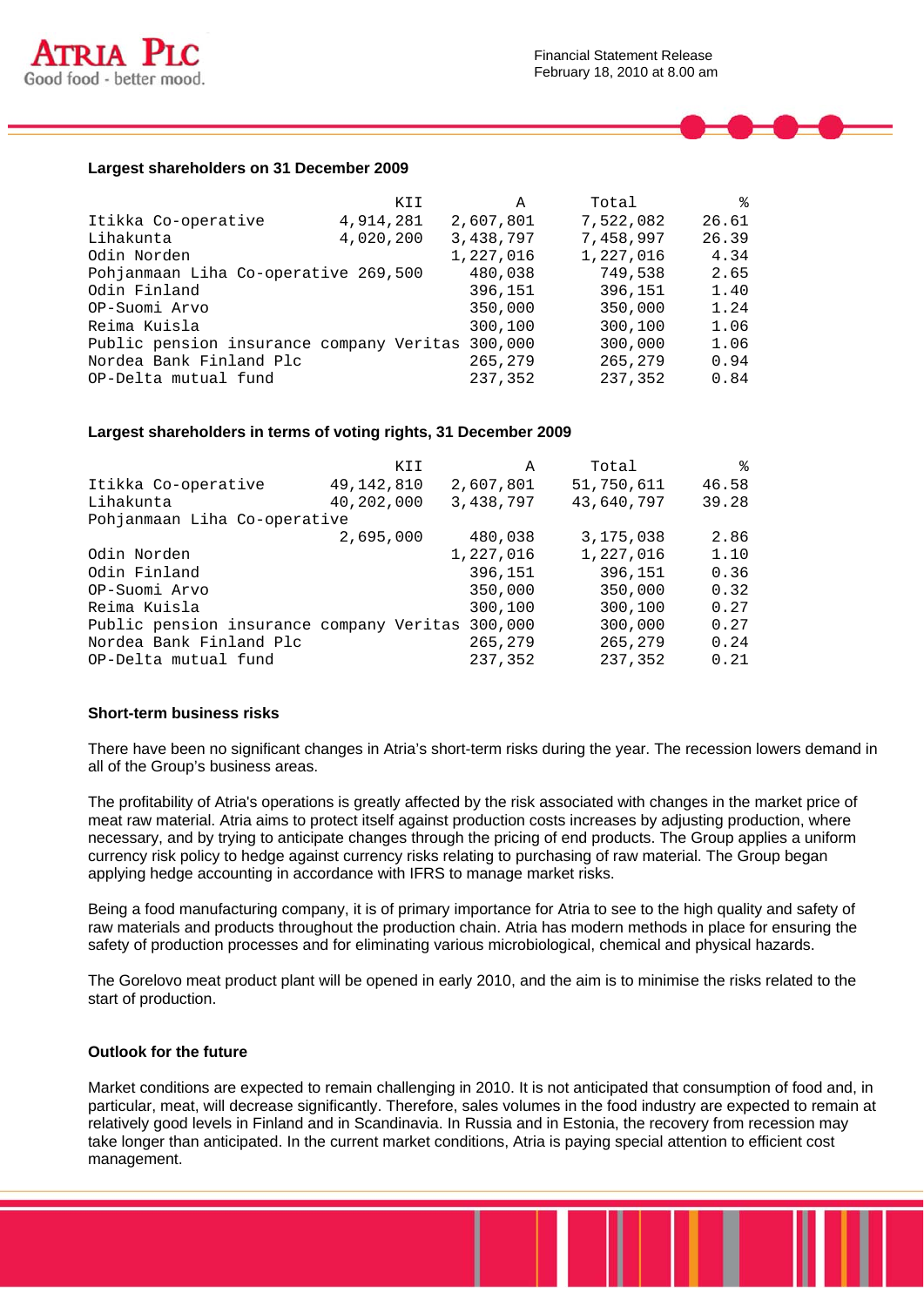### Largest shareholders on 31 December 2009

| | KII | A | Total | % |
|---|---|---|---|---|
| Itikka Co-operative | 4,914,281 | 2,607,801 | 7,522,082 | 26.61 |
| Lihakunta | 4,020,200 | 3,438,797 | 7,458,997 | 26.39 |
| Odin Norden | | 1,227,016 | 1,227,016 | 4.34 |
| Pohjanmaan Liha Co-operative | 269,500 | 480,038 | 749,538 | 2.65 |
| Odin Finland | | 396,151 | 396,151 | 1.40 |
| OP-Suomi Arvo | | 350,000 | 350,000 | 1.24 |
| Reima Kuisla | | 300,100 | 300,100 | 1.06 |
| Public pension insurance company Veritas | | 300,000 | 300,000 | 1.06 |
| Nordea Bank Finland Plc | | 265,279 | 265,279 | 0.94 |
| OP-Delta mutual fund | | 237,352 | 237,352 | 0.84 |

### Largest shareholders in terms of voting rights, 31 December 2009

| | KII | A | Total | % |
|---|---|---|---|---|
| Itikka Co-operative | 49,142,810 | 2,607,801 | 51,750,611 | 46.58 |
| Lihakunta | 40,202,000 | 3,438,797 | 43,640,797 | 39.28 |
| Pohjanmaan Liha Co-operative | 2,695,000 | 480,038 | 3,175,038 | 2.86 |
| Odin Norden | | 1,227,016 | 1,227,016 | 1.10 |
| Odin Finland | | 396,151 | 396,151 | 0.36 |
| OP-Suomi Arvo | | 350,000 | 350,000 | 0.32 |
| Reima Kuisla | | 300,100 | 300,100 | 0.27 |
| Public pension insurance company Veritas | | 300,000 | 300,000 | 0.27 |
| Nordea Bank Finland Plc | | 265,279 | 265,279 | 0.24 |
| OP-Delta mutual fund | | 237,352 | 237,352 | 0.21 |

### Short-term business risks

There have been no significant changes in Atria's short-term risks during the year. The recession lowers demand in all of the Group's business areas.

The profitability of Atria's operations is greatly affected by the risk associated with changes in the market price of meat raw material. Atria aims to protect itself against production costs increases by adjusting production, where necessary, and by trying to anticipate changes through the pricing of end products. The Group applies a uniform currency risk policy to hedge against currency risks relating to purchasing of raw material. The Group began applying hedge accounting in accordance with IFRS to manage market risks.

Being a food manufacturing company, it is of primary importance for Atria to see to the high quality and safety of raw materials and products throughout the production chain. Atria has modern methods in place for ensuring the safety of production processes and for eliminating various microbiological, chemical and physical hazards.

The Gorelovo meat product plant will be opened in early 2010, and the aim is to minimise the risks related to the start of production.

### Outlook for the future

Market conditions are expected to remain challenging in 2010. It is not anticipated that consumption of food and, in particular, meat, will decrease significantly. Therefore, sales volumes in the food industry are expected to remain at relatively good levels in Finland and in Scandinavia. In Russia and in Estonia, the recovery from recession may take longer than anticipated. In the current market conditions, Atria is paying special attention to efficient cost management.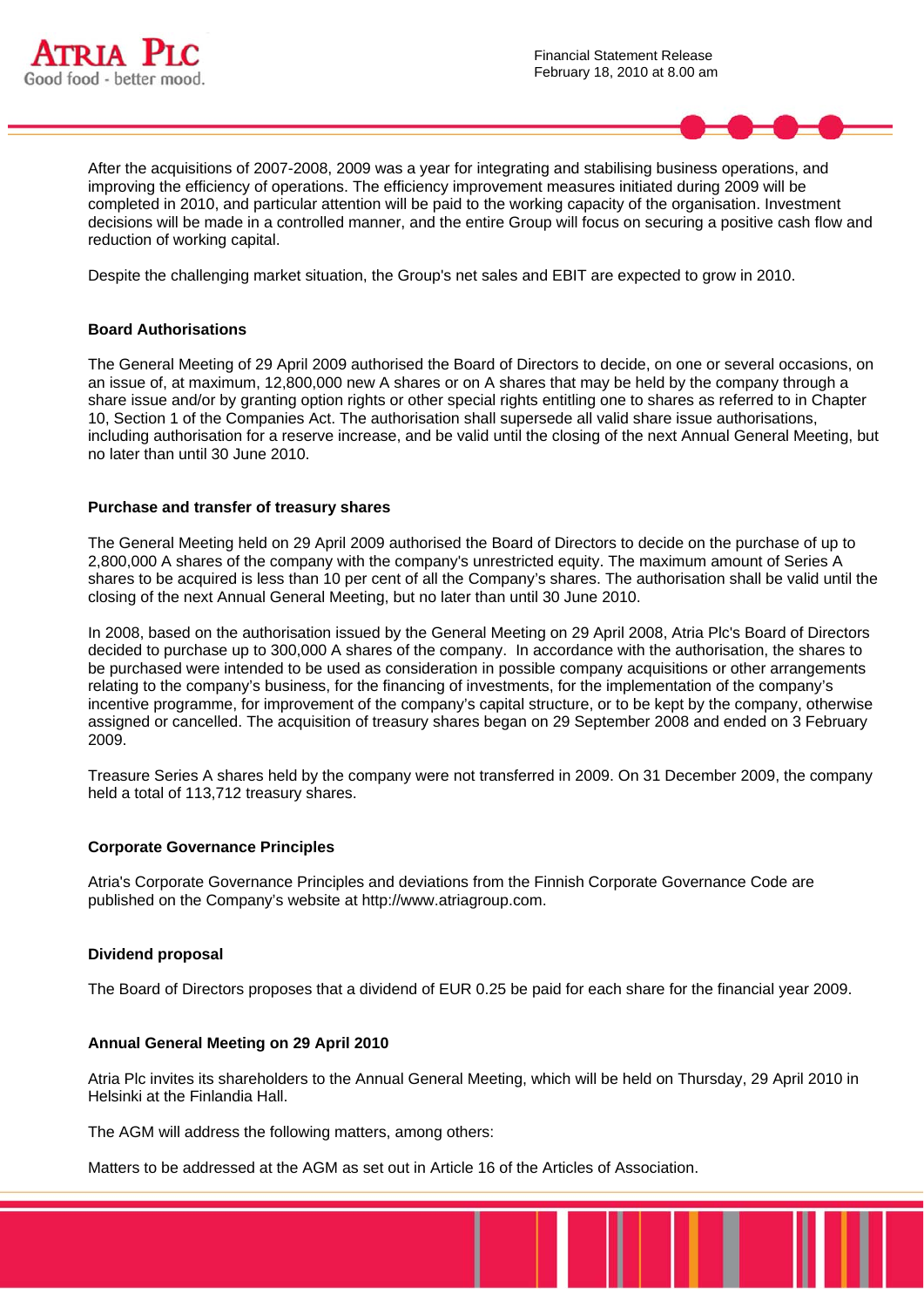After the acquisitions of 2007-2008, 2009 was a year for integrating and stabilising business operations, and improving the efficiency of operations. The efficiency improvement measures initiated during 2009 will be completed in 2010, and particular attention will be paid to the working capacity of the organisation. Investment decisions will be made in a controlled manner, and the entire Group will focus on securing a positive cash flow and reduction of working capital.

Despite the challenging market situation, the Group's net sales and EBIT are expected to grow in 2010.

**Board Authorisations**

The General Meeting of 29 April 2009 authorised the Board of Directors to decide, on one or several occasions, on an issue of, at maximum, 12,800,000 new A shares or on A shares that may be held by the company through a share issue and/or by granting option rights or other special rights entitling one to shares as referred to in Chapter 10, Section 1 of the Companies Act. The authorisation shall supersede all valid share issue authorisations, including authorisation for a reserve increase, and be valid until the closing of the next Annual General Meeting, but no later than until 30 June 2010.

**Purchase and transfer of treasury shares**

The General Meeting held on 29 April 2009 authorised the Board of Directors to decide on the purchase of up to 2,800,000 A shares of the company with the company's unrestricted equity. The maximum amount of Series A shares to be acquired is less than 10 per cent of all the Company's shares. The authorisation shall be valid until the closing of the next Annual General Meeting, but no later than until 30 June 2010.

In 2008, based on the authorisation issued by the General Meeting on 29 April 2008, Atria Plc's Board of Directors decided to purchase up to 300,000 A shares of the company. In accordance with the authorisation, the shares to be purchased were intended to be used as consideration in possible company acquisitions or other arrangements relating to the company's business, for the financing of investments, for the implementation of the company's incentive programme, for improvement of the company's capital structure, or to be kept by the company, otherwise assigned or cancelled. The acquisition of treasury shares began on 29 September 2008 and ended on 3 February 2009.

Treasure Series A shares held by the company were not transferred in 2009. On 31 December 2009, the company held a total of 113,712 treasury shares.

**Corporate Governance Principles**

Atria's Corporate Governance Principles and deviations from the Finnish Corporate Governance Code are published on the Company's website at http://www.atriagroup.com.

**Dividend proposal**

The Board of Directors proposes that a dividend of EUR 0.25 be paid for each share for the financial year 2009.

**Annual General Meeting on 29 April 2010**

Atria Plc invites its shareholders to the Annual General Meeting, which will be held on Thursday, 29 April 2010 in Helsinki at the Finlandia Hall.

The AGM will address the following matters, among others:

Matters to be addressed at the AGM as set out in Article 16 of the Articles of Association.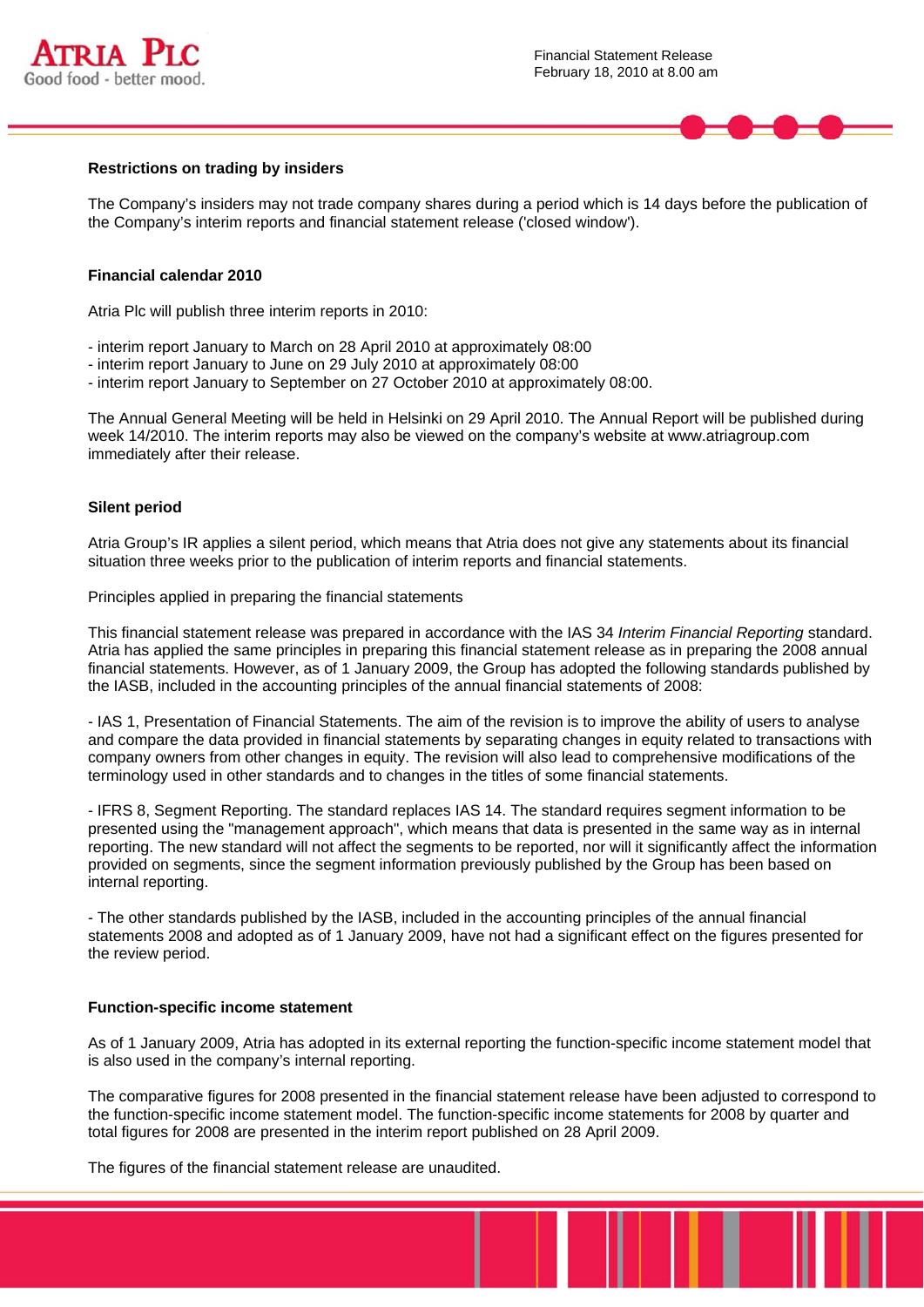**Restrictions on trading by insiders**

The Company's insiders may not trade company shares during a period which is 14 days before the publication of the Company's interim reports and financial statement release ('closed window').

**Financial calendar 2010**

Atria Plc will publish three interim reports in 2010:

- interim report January to March on 28 April 2010 at approximately 08:00
- interim report January to June on 29 July 2010 at approximately 08:00
- interim report January to September on 27 October 2010 at approximately 08:00.

The Annual General Meeting will be held in Helsinki on 29 April 2010. The Annual Report will be published during week 14/2010. The interim reports may also be viewed on the company's website at www.atriagroup.com immediately after their release.

**Silent period**

Atria Group's IR applies a silent period, which means that Atria does not give any statements about its financial situation three weeks prior to the publication of interim reports and financial statements.

Principles applied in preparing the financial statements

This financial statement release was prepared in accordance with the IAS 34 *Interim Financial Reporting* standard. Atria has applied the same principles in preparing this financial statement release as in preparing the 2008 annual financial statements. However, as of 1 January 2009, the Group has adopted the following standards published by the IASB, included in the accounting principles of the annual financial statements of 2008:

- IAS 1, Presentation of Financial Statements. The aim of the revision is to improve the ability of users to analyse and compare the data provided in financial statements by separating changes in equity related to transactions with company owners from other changes in equity. The revision will also lead to comprehensive modifications of the terminology used in other standards and to changes in the titles of some financial statements.

- IFRS 8, Segment Reporting. The standard replaces IAS 14. The standard requires segment information to be presented using the "management approach", which means that data is presented in the same way as in internal reporting. The new standard will not affect the segments to be reported, nor will it significantly affect the information provided on segments, since the segment information previously published by the Group has been based on internal reporting.

- The other standards published by the IASB, included in the accounting principles of the annual financial statements 2008 and adopted as of 1 January 2009, have not had a significant effect on the figures presented for the review period.

**Function-specific income statement**

As of 1 January 2009, Atria has adopted in its external reporting the function-specific income statement model that is also used in the company's internal reporting.

The comparative figures for 2008 presented in the financial statement release have been adjusted to correspond to the function-specific income statement model. The function-specific income statements for 2008 by quarter and total figures for 2008 are presented in the interim report published on 28 April 2009.

The figures of the financial statement release are unaudited.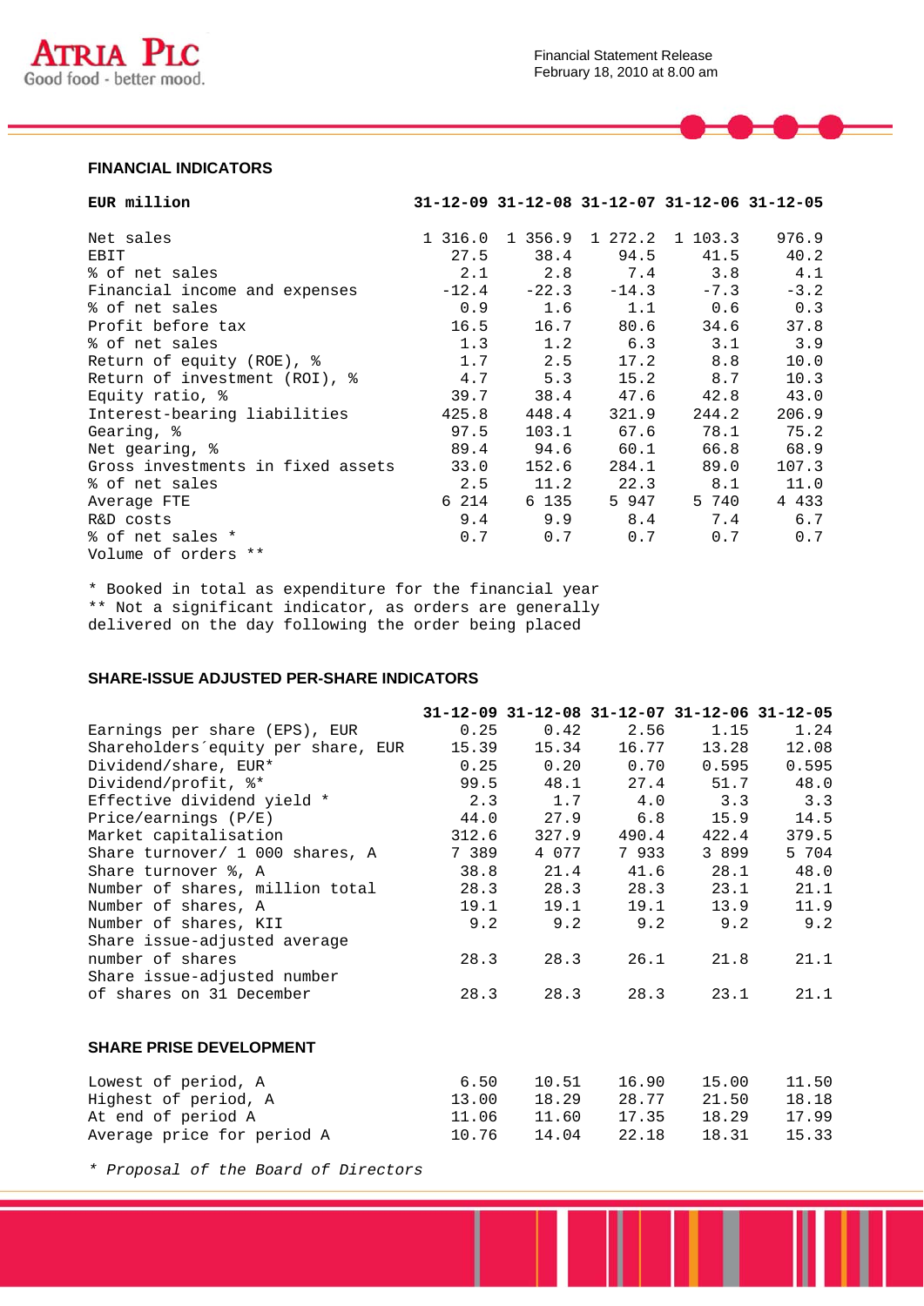## FINANCIAL INDICATORS

| EUR million | 31-12-09 | 31-12-08 | 31-12-07 | 31-12-06 | 31-12-05 |
|---|---|---|---|---|---|
| Net sales | 1 316.0 | 1 356.9 | 1 272.2 | 1 103.3 | 976.9 |
| EBIT | 27.5 | 38.4 | 94.5 | 41.5 | 40.2 |
| % of net sales | 2.1 | 2.8 | 7.4 | 3.8 | 4.1 |
| Financial income and expenses | -12.4 | -22.3 | -14.3 | -7.3 | -3.2 |
| % of net sales | 0.9 | 1.6 | 1.1 | 0.6 | 0.3 |
| Profit before tax | 16.5 | 16.7 | 80.6 | 34.6 | 37.8 |
| % of net sales | 1.3 | 1.2 | 6.3 | 3.1 | 3.9 |
| Return of equity (ROE), % | 1.7 | 2.5 | 17.2 | 8.8 | 10.0 |
| Return of investment (ROI), % | 4.7 | 5.3 | 15.2 | 8.7 | 10.3 |
| Equity ratio, % | 39.7 | 38.4 | 47.6 | 42.8 | 43.0 |
| Interest-bearing liabilities | 425.8 | 448.4 | 321.9 | 244.2 | 206.9 |
| Gearing, % | 97.5 | 103.1 | 67.6 | 78.1 | 75.2 |
| Net gearing, % | 89.4 | 94.6 | 60.1 | 66.8 | 68.9 |
| Gross investments in fixed assets | 33.0 | 152.6 | 284.1 | 89.0 | 107.3 |
| % of net sales | 2.5 | 11.2 | 22.3 | 8.1 | 11.0 |
| Average FTE | 6 214 | 6 135 | 5 947 | 5 740 | 4 433 |
| R&D costs | 9.4 | 9.9 | 8.4 | 7.4 | 6.7 |
| % of net sales * | 0.7 | 0.7 | 0.7 | 0.7 | 0.7 |
| Volume of orders ** | | | | | |

\* Booked in total as expenditure for the financial year
\** Not a significant indicator, as orders are generally delivered on the day following the order being placed

## SHARE-ISSUE ADJUSTED PER-SHARE INDICATORS

| | 31-12-09 | 31-12-08 | 31-12-07 | 31-12-06 | 31-12-05 |
|---|---|---|---|---|---|
| Earnings per share (EPS), EUR | 0.25 | 0.42 | 2.56 | 1.15 | 1.24 |
| Shareholders´equity per share, EUR | 15.39 | 15.34 | 16.77 | 13.28 | 12.08 |
| Dividend/share, EUR* | 0.25 | 0.20 | 0.70 | 0.595 | 0.595 |
| Dividend/profit, %* | 99.5 | 48.1 | 27.4 | 51.7 | 48.0 |
| Effective dividend yield * | 2.3 | 1.7 | 4.0 | 3.3 | 3.3 |
| Price/earnings (P/E) | 44.0 | 27.9 | 6.8 | 15.9 | 14.5 |
| Market capitalisation | 312.6 | 327.9 | 490.4 | 422.4 | 379.5 |
| Share turnover/ 1 000 shares, A | 7 389 | 4 077 | 7 933 | 3 899 | 5 704 |
| Share turnover %, A | 38.8 | 21.4 | 41.6 | 28.1 | 48.0 |
| Number of shares, million total | 28.3 | 28.3 | 28.3 | 23.1 | 21.1 |
| Number of shares, A | 19.1 | 19.1 | 19.1 | 13.9 | 11.9 |
| Number of shares, KII | 9.2 | 9.2 | 9.2 | 9.2 | 9.2 |
| Share issue-adjusted average number of shares | 28.3 | 28.3 | 26.1 | 21.8 | 21.1 |
| Share issue-adjusted number of shares on 31 December | 28.3 | 28.3 | 28.3 | 23.1 | 21.1 |

## SHARE PRISE DEVELOPMENT

| | 31-12-09 | 31-12-08 | 31-12-07 | 31-12-06 | 31-12-05 |
|---|---|---|---|---|---|
| Lowest of period, A | 6.50 | 10.51 | 16.90 | 15.00 | 11.50 |
| Highest of period, A | 13.00 | 18.29 | 28.77 | 21.50 | 18.18 |
| At end of period A | 11.06 | 11.60 | 17.35 | 18.29 | 17.99 |
| Average price for period A | 10.76 | 14.04 | 22.18 | 18.31 | 15.33 |

*\* Proposal of the Board of Directors*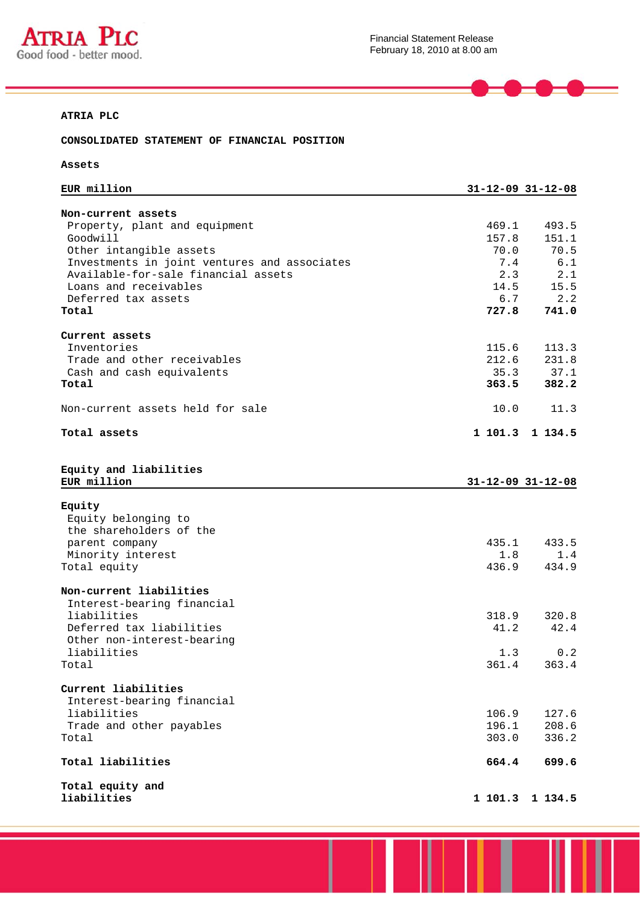**ATRIA PLC**

**CONSOLIDATED STATEMENT OF FINANCIAL POSITION**

**Assets**

| EUR million | 31-12-09 | 31-12-08 |
|---|---|---|
| **Non-current assets** | | |
| Property, plant and equipment | 469.1 | 493.5 |
| Goodwill | 157.8 | 151.1 |
| Other intangible assets | 70.0 | 70.5 |
| Investments in joint ventures and associates | 7.4 | 6.1 |
| Available-for-sale financial assets | 2.3 | 2.1 |
| Loans and receivables | 14.5 | 15.5 |
| Deferred tax assets | 6.7 | 2.2 |
| **Total** | **727.8** | **741.0** |
| **Current assets** | | |
| Inventories | 115.6 | 113.3 |
| Trade and other receivables | 212.6 | 231.8 |
| Cash and cash equivalents | 35.3 | 37.1 |
| **Total** | **363.5** | **382.2** |
| Non-current assets held for sale | 10.0 | 11.3 |
| **Total assets** | **1 101.3** | **1 134.5** |

**Equity and liabilities**

| EUR million | 31-12-09 | 31-12-08 |
|---|---|---|
| **Equity** | | |
| Equity belonging to the shareholders of the parent company | 435.1 | 433.5 |
| Minority interest | 1.8 | 1.4 |
| Total equity | 436.9 | 434.9 |
| **Non-current liabilities** | | |
| Interest-bearing financial liabilities | 318.9 | 320.8 |
| Deferred tax liabilities | 41.2 | 42.4 |
| Other non-interest-bearing liabilities | 1.3 | 0.2 |
| Total | 361.4 | 363.4 |
| **Current liabilities** | | |
| Interest-bearing financial liabilities | 106.9 | 127.6 |
| Trade and other payables | 196.1 | 208.6 |
| Total | 303.0 | 336.2 |
| **Total liabilities** | **664.4** | **699.6** |
| **Total equity and liabilities** | **1 101.3** | **1 134.5** |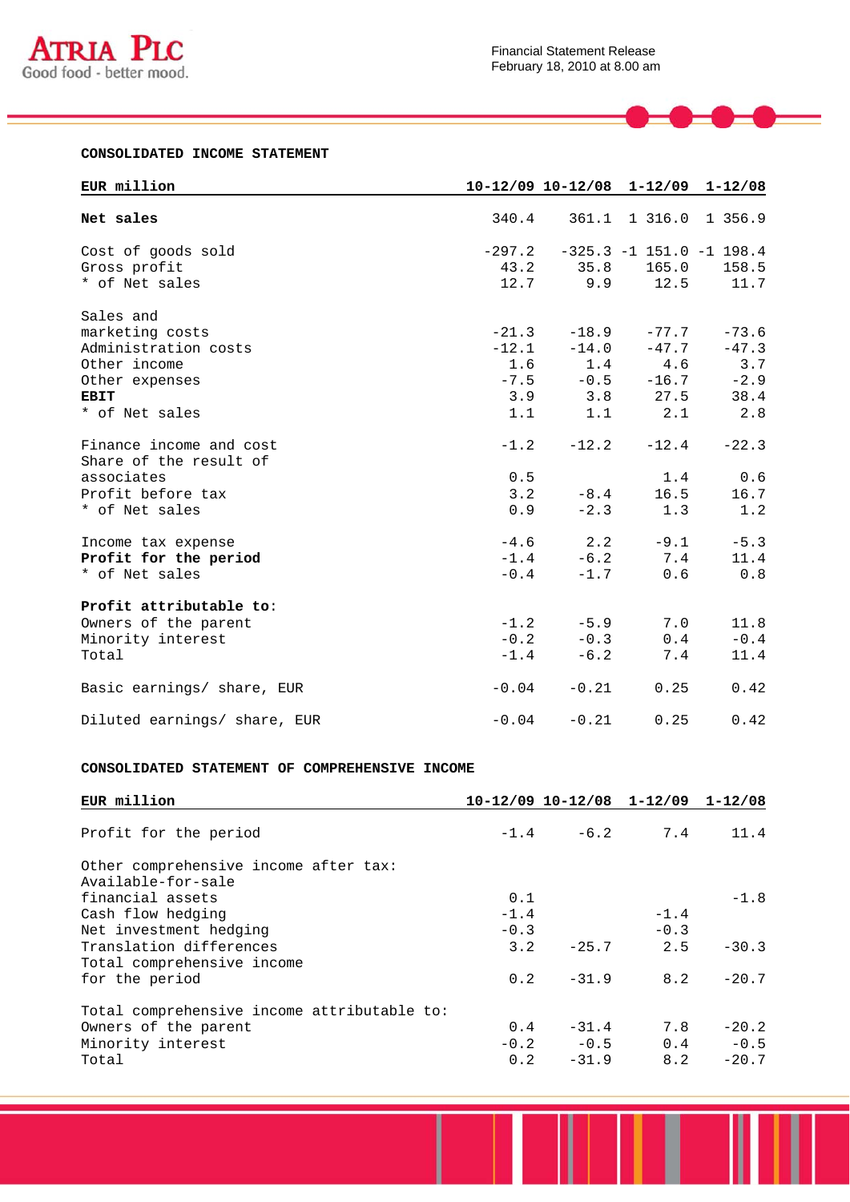## CONSOLIDATED INCOME STATEMENT

| EUR million | 10-12/09 | 10-12/08 | 1-12/09 | 1-12/08 |
|---|---|---|---|---|
| **Net sales** | 340.4 | 361.1 | 1 316.0 | 1 356.9 |
| Cost of goods sold | -297.2 | -325.3 | -1 151.0 | -1 198.4 |
| Gross profit | 43.2 | 35.8 | 165.0 | 158.5 |
| * of Net sales | 12.7 | 9.9 | 12.5 | 11.7 |
| Sales and marketing costs | -21.3 | -18.9 | -77.7 | -73.6 |
| Administration costs | -12.1 | -14.0 | -47.7 | -47.3 |
| Other income | 1.6 | 1.4 | 4.6 | 3.7 |
| Other expenses | -7.5 | -0.5 | -16.7 | -2.9 |
| **EBIT** | 3.9 | 3.8 | 27.5 | 38.4 |
| * of Net sales | 1.1 | 1.1 | 2.1 | 2.8 |
| Finance income and cost | -1.2 | -12.2 | -12.4 | -22.3 |
| Share of the result of associates | 0.5 | | 1.4 | 0.6 |
| Profit before tax | 3.2 | -8.4 | 16.5 | 16.7 |
| * of Net sales | 0.9 | -2.3 | 1.3 | 1.2 |
| Income tax expense | -4.6 | 2.2 | -9.1 | -5.3 |
| **Profit for the period** | -1.4 | -6.2 | 7.4 | 11.4 |
| * of Net sales | -0.4 | -1.7 | 0.6 | 0.8 |
| **Profit attributable to**: | | | | |
| Owners of the parent | -1.2 | -5.9 | 7.0 | 11.8 |
| Minority interest | -0.2 | -0.3 | 0.4 | -0.4 |
| Total | -1.4 | -6.2 | 7.4 | 11.4 |
| Basic earnings/ share, EUR | -0.04 | -0.21 | 0.25 | 0.42 |
| Diluted earnings/ share, EUR | -0.04 | -0.21 | 0.25 | 0.42 |

## CONSOLIDATED STATEMENT OF COMPREHENSIVE INCOME

| EUR million | 10-12/09 | 10-12/08 | 1-12/09 | 1-12/08 |
|---|---|---|---|---|
| Profit for the period | -1.4 | -6.2 | 7.4 | 11.4 |
| Other comprehensive income after tax: | | | | |
| Available-for-sale financial assets | 0.1 | | | -1.8 |
| Cash flow hedging | -1.4 | | -1.4 | |
| Net investment hedging | -0.3 | | -0.3 | |
| Translation differences | 3.2 | -25.7 | 2.5 | -30.3 |
| Total comprehensive income for the period | 0.2 | -31.9 | 8.2 | -20.7 |
| Total comprehensive income attributable to: | | | | |
| Owners of the parent | 0.4 | -31.4 | 7.8 | -20.2 |
| Minority interest | -0.2 | -0.5 | 0.4 | -0.5 |
| Total | 0.2 | -31.9 | 8.2 | -20.7 |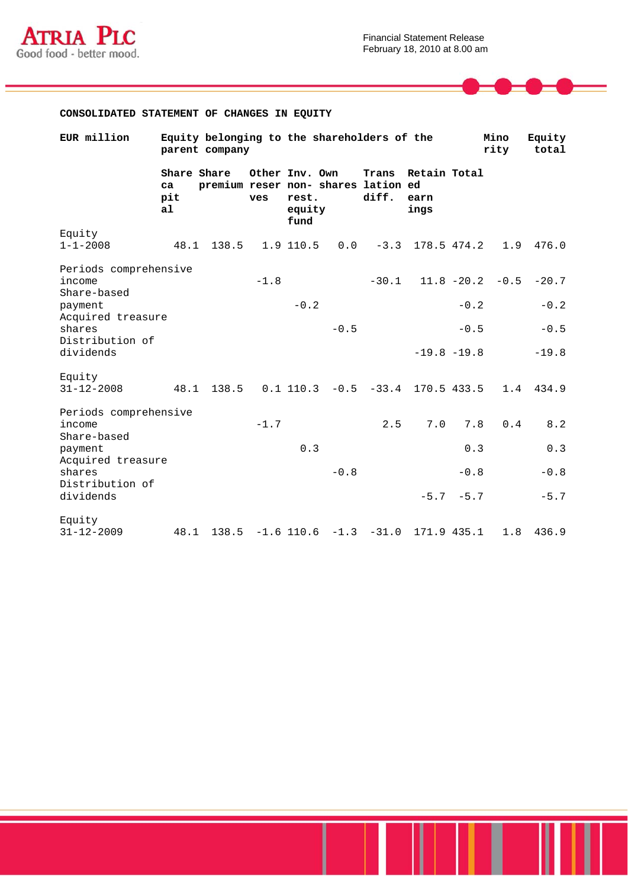## CONSOLIDATED STATEMENT OF CHANGES IN EQUITY

| EUR million | Equity belonging to the shareholders of the parent company | | | | | | | | Minority | Equity total |
|---|---|---|---|---|---|---|---|---|---|---|
| | Share capital | Share premium | Other reserves | Inv. non-rest. equity fund | Own shares | Translation diff. | Retained earnings | Total | | |
| Equity 1-1-2008 | 48.1 | 138.5 | 1.9 | 110.5 | 0.0 | -3.3 | 178.5 | 474.2 | 1.9 | 476.0 |
| Periods comprehensive income | | | -1.8 | | | -30.1 | 11.8 | -20.2 | -0.5 | -20.7 |
| Share-based payment | | | | -0.2 | | | | -0.2 | | -0.2 |
| Acquired treasure shares | | | | | -0.5 | | | -0.5 | | -0.5 |
| Distribution of dividends | | | | | | | -19.8 | -19.8 | | -19.8 |
| Equity 31-12-2008 | 48.1 | 138.5 | 0.1 | 110.3 | -0.5 | -33.4 | 170.5 | 433.5 | 1.4 | 434.9 |
| Periods comprehensive income | | | -1.7 | | | 2.5 | 7.0 | 7.8 | 0.4 | 8.2 |
| Share-based payment | | | | 0.3 | | | | 0.3 | | 0.3 |
| Acquired treasure shares | | | | | -0.8 | | | -0.8 | | -0.8 |
| Distribution of dividends | | | | | | | -5.7 | -5.7 | | -5.7 |
| Equity 31-12-2009 | 48.1 | 138.5 | -1.6 | 110.6 | -1.3 | -31.0 | 171.9 | 435.1 | 1.8 | 436.9 |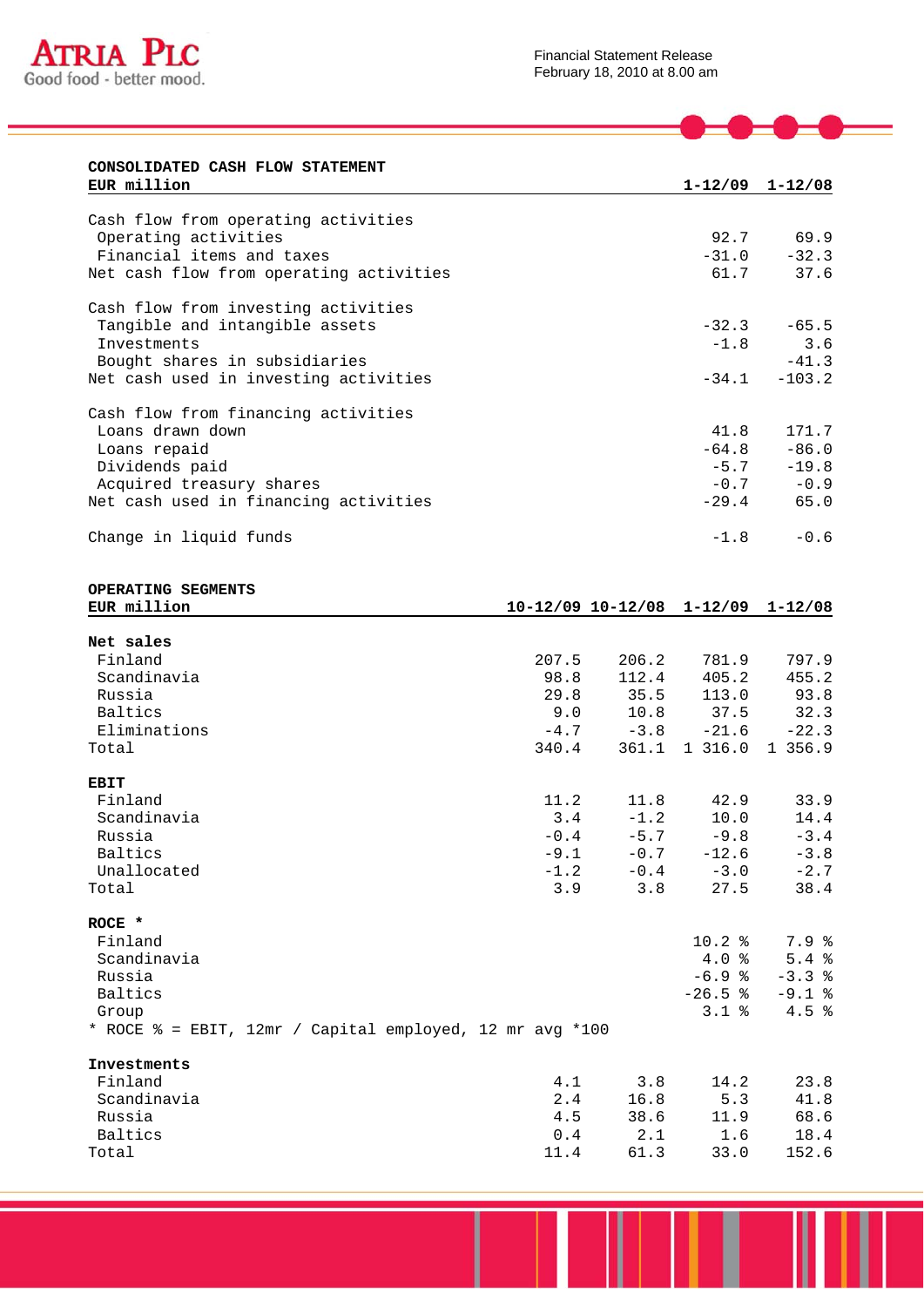## CONSOLIDATED CASH FLOW STATEMENT

| EUR million | 1-12/09 | 1-12/08 |
|---|---|---|
| Cash flow from operating activities | | |
| Operating activities | 92.7 | 69.9 |
| Financial items and taxes | -31.0 | -32.3 |
| Net cash flow from operating activities | 61.7 | 37.6 |
| | | |
| Cash flow from investing activities | | |
| Tangible and intangible assets | -32.3 | -65.5 |
| Investments | -1.8 | 3.6 |
| Bought shares in subsidiaries | | -41.3 |
| Net cash used in investing activities | -34.1 | -103.2 |
| | | |
| Cash flow from financing activities | | |
| Loans drawn down | 41.8 | 171.7 |
| Loans repaid | -64.8 | -86.0 |
| Dividends paid | -5.7 | -19.8 |
| Acquired treasury shares | -0.7 | -0.9 |
| Net cash used in financing activities | -29.4 | 65.0 |
| | | |
| Change in liquid funds | -1.8 | -0.6 |

## OPERATING SEGMENTS

| EUR million | 10-12/09 | 10-12/08 | 1-12/09 | 1-12/08 |
|---|---|---|---|---|
| **Net sales** | | | | |
| Finland | 207.5 | 206.2 | 781.9 | 797.9 |
| Scandinavia | 98.8 | 112.4 | 405.2 | 455.2 |
| Russia | 29.8 | 35.5 | 113.0 | 93.8 |
| Baltics | 9.0 | 10.8 | 37.5 | 32.3 |
| Eliminations | -4.7 | -3.8 | -21.6 | -22.3 |
| Total | 340.4 | 361.1 | 1 316.0 | 1 356.9 |
| | | | | |
| **EBIT** | | | | |
| Finland | 11.2 | 11.8 | 42.9 | 33.9 |
| Scandinavia | 3.4 | -1.2 | 10.0 | 14.4 |
| Russia | -0.4 | -5.7 | -9.8 | -3.4 |
| Baltics | -9.1 | -0.7 | -12.6 | -3.8 |
| Unallocated | -1.2 | -0.4 | -3.0 | -2.7 |
| Total | 3.9 | 3.8 | 27.5 | 38.4 |
| | | | | |
| **ROCE *** | | | | |
| Finland | | | 10.2 % | 7.9 % |
| Scandinavia | | | 4.0 % | 5.4 % |
| Russia | | | -6.9 % | -3.3 % |
| Baltics | | | -26.5 % | -9.1 % |
| Group | | | 3.1 % | 4.5 % |
| * ROCE % = EBIT, 12mr / Capital employed, 12 mr avg *100 | | | | |
| | | | | |
| **Investments** | | | | |
| Finland | 4.1 | 3.8 | 14.2 | 23.8 |
| Scandinavia | 2.4 | 16.8 | 5.3 | 41.8 |
| Russia | 4.5 | 38.6 | 11.9 | 68.6 |
| Baltics | 0.4 | 2.1 | 1.6 | 18.4 |
| Total | 11.4 | 61.3 | 33.0 | 152.6 |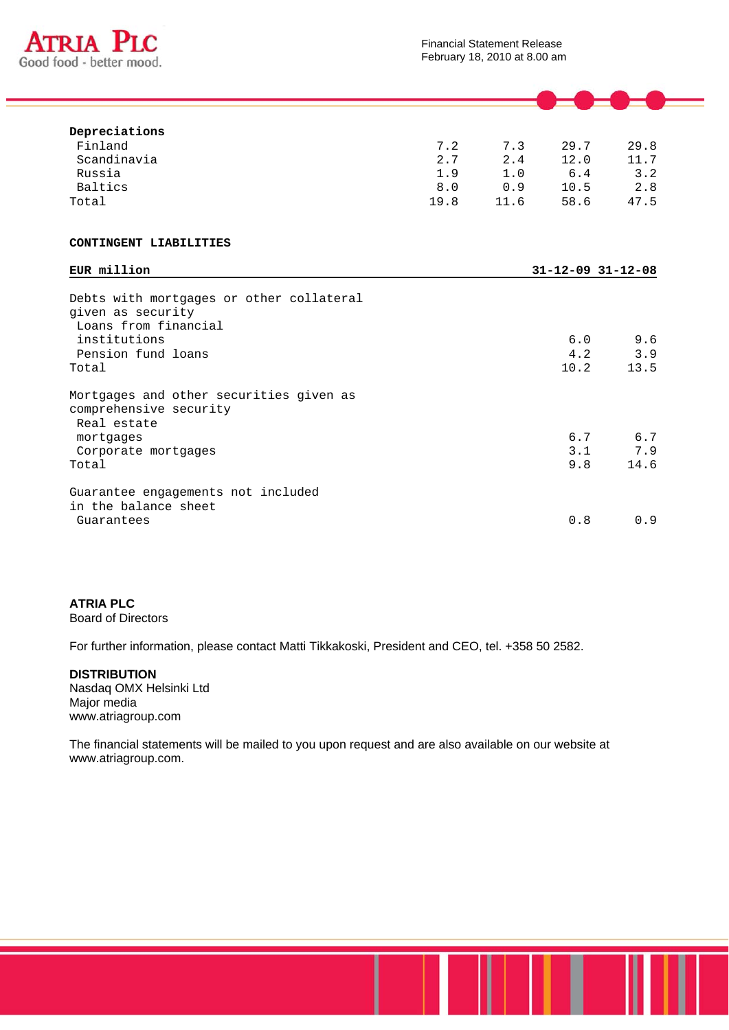| Depreciations | | | | |
|---|---|---|---|---|
| Finland | 7.2 | 7.3 | 29.7 | 29.8 |
| Scandinavia | 2.7 | 2.4 | 12.0 | 11.7 |
| Russia | 1.9 | 1.0 | 6.4 | 3.2 |
| Baltics | 8.0 | 0.9 | 10.5 | 2.8 |
| Total | 19.8 | 11.6 | 58.6 | 47.5 |

**CONTINGENT LIABILITIES**

| EUR million | 31-12-09 | 31-12-08 |
|---|---|---|
| Debts with mortgages or other collateral given as security | | |
| Loans from financial institutions | 6.0 | 9.6 |
| Pension fund loans | 4.2 | 3.9 |
| Total | 10.2 | 13.5 |
| Mortgages and other securities given as comprehensive security | | |
| Real estate mortgages | 6.7 | 6.7 |
| Corporate mortgages | 3.1 | 7.9 |
| Total | 9.8 | 14.6 |
| Guarantee engagements not included in the balance sheet | | |
| Guarantees | 0.8 | 0.9 |

**ATRIA PLC**
Board of Directors

For further information, please contact Matti Tikkakoski, President and CEO, tel. +358 50 2582.

**DISTRIBUTION**
Nasdaq OMX Helsinki Ltd
Major media
www.atriagroup.com

The financial statements will be mailed to you upon request and are also available on our website at www.atriagroup.com.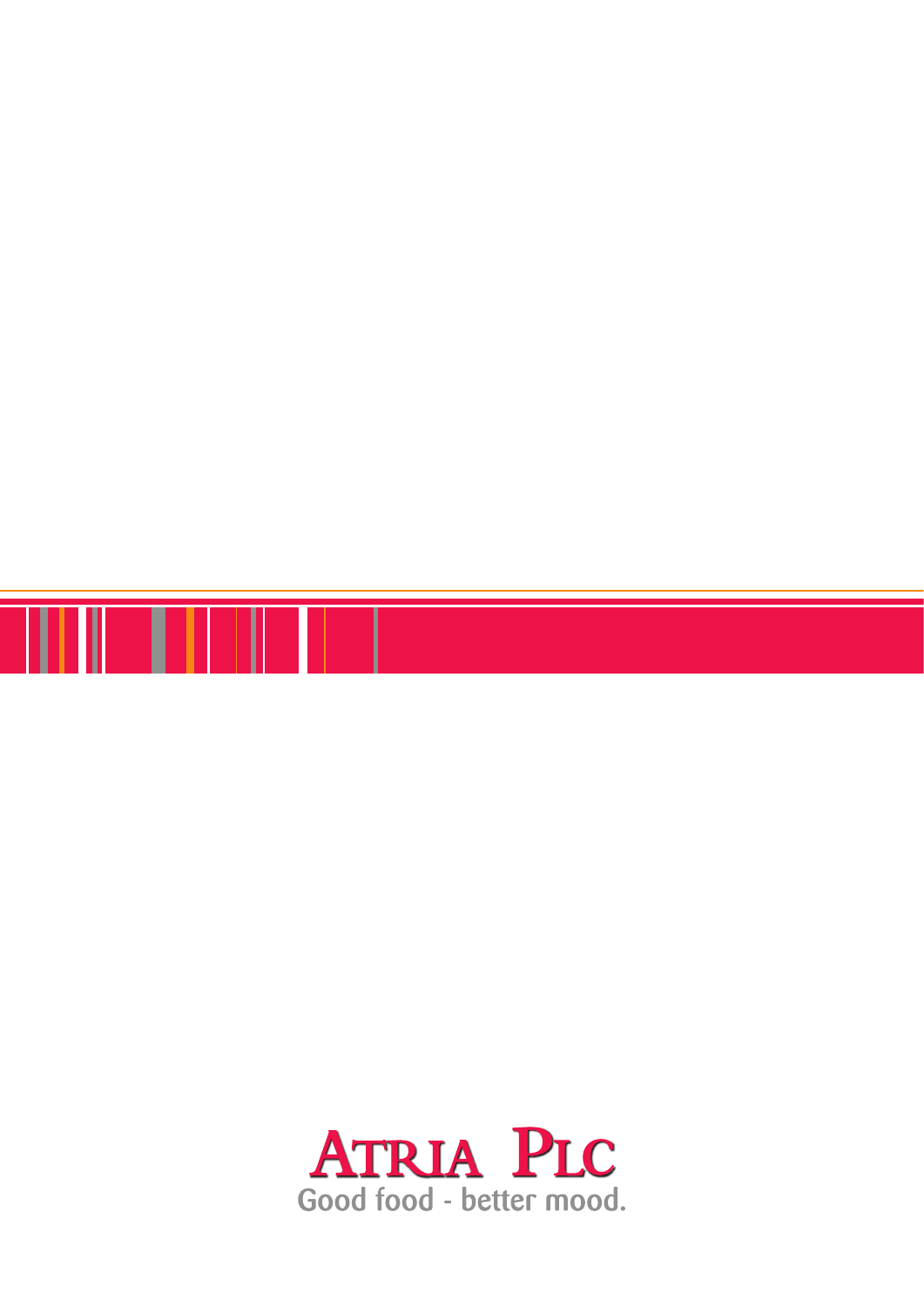Atria Plc

Good food - better mood.